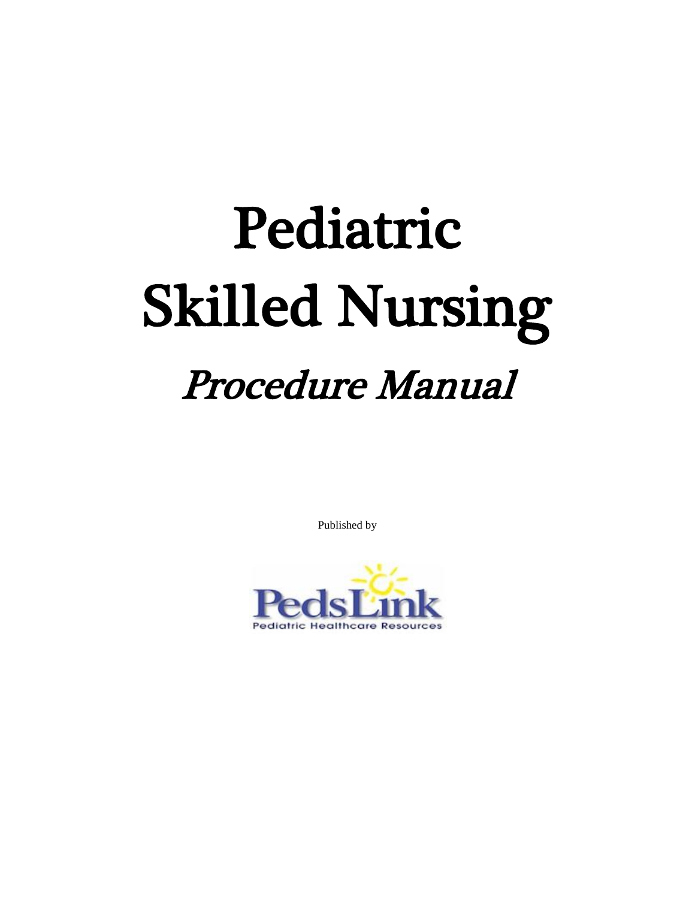# Pediatric Skilled Nursing

## *Procedure Manual*

Published by

PedsLink

Pediatric Healthcare Resources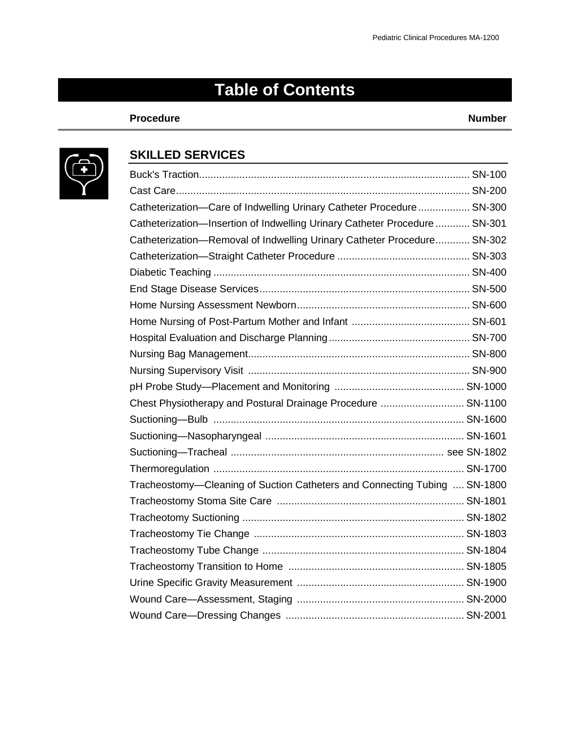# Table of Contents

| Procedure | Number |
|---|---|
| **SKILLED SERVICES** | |
| Buck's Traction | SN-100 |
| Cast Care | SN-200 |
| Catheterization—Care of Indwelling Urinary Catheter Procedure | SN-300 |
| Catheterization—Insertion of Indwelling Urinary Catheter Procedure | SN-301 |
| Catheterization—Removal of Indwelling Urinary Catheter Procedure | SN-302 |
| Catheterization—Straight Catheter Procedure | SN-303 |
| Diabetic Teaching | SN-400 |
| End Stage Disease Services | SN-500 |
| Home Nursing Assessment Newborn | SN-600 |
| Home Nursing of Post-Partum Mother and Infant | SN-601 |
| Hospital Evaluation and Discharge Planning | SN-700 |
| Nursing Bag Management | SN-800 |
| Nursing Supervisory Visit | SN-900 |
| pH Probe Study—Placement and Monitoring | SN-1000 |
| Chest Physiotherapy and Postural Drainage Procedure | SN-1100 |
| Suctioning—Bulb | SN-1600 |
| Suctioning—Nasopharyngeal | SN-1601 |
| Suctioning—Tracheal | see SN-1802 |
| Thermoregulation | SN-1700 |
| Tracheostomy—Cleaning of Suction Catheters and Connecting Tubing | SN-1800 |
| Tracheostomy Stoma Site Care | SN-1801 |
| Tracheotomy Suctioning | SN-1802 |
| Tracheostomy Tie Change | SN-1803 |
| Tracheostomy Tube Change | SN-1804 |
| Tracheostomy Transition to Home | SN-1805 |
| Urine Specific Gravity Measurement | SN-1900 |
| Wound Care—Assessment, Staging | SN-2000 |
| Wound Care—Dressing Changes | SN-2001 |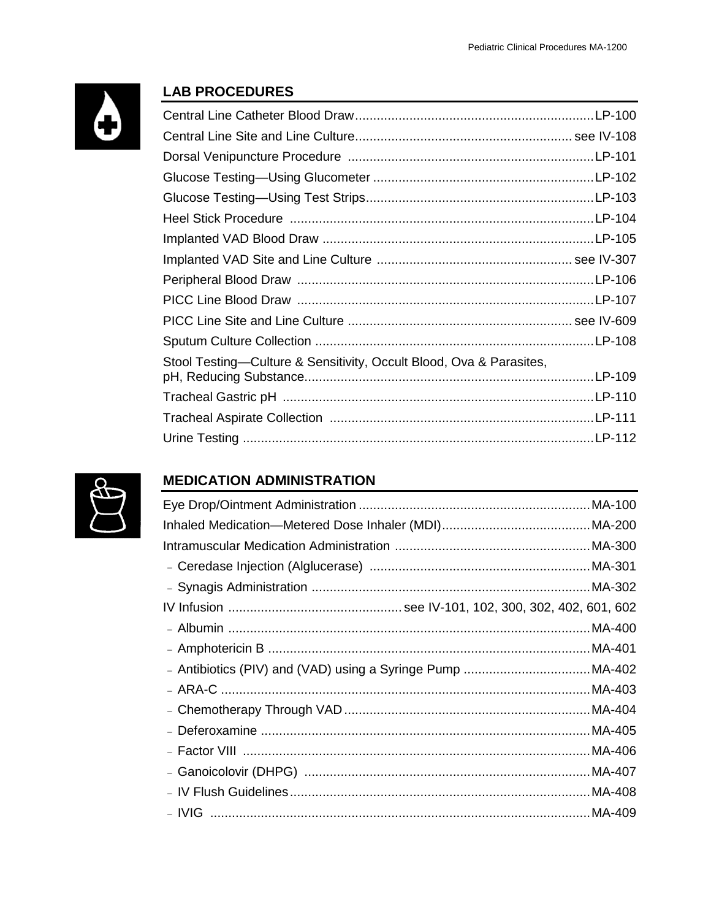## LAB PROCEDURES

| Procedure | Reference |
| --- | --- |
| Central Line Catheter Blood Draw | LP-100 |
| Central Line Site and Line Culture | see IV-108 |
| Dorsal Venipuncture Procedure | LP-101 |
| Glucose Testing—Using Glucometer | LP-102 |
| Glucose Testing—Using Test Strips | LP-103 |
| Heel Stick Procedure | LP-104 |
| Implanted VAD Blood Draw | LP-105 |
| Implanted VAD Site and Line Culture | see IV-307 |
| Peripheral Blood Draw | LP-106 |
| PICC Line Blood Draw | LP-107 |
| PICC Line Site and Line Culture | see IV-609 |
| Sputum Culture Collection | LP-108 |
| Stool Testing—Culture & Sensitivity, Occult Blood, Ova & Parasites, pH, Reducing Substance | LP-109 |
| Tracheal Gastric pH | LP-110 |
| Tracheal Aspirate Collection | LP-111 |
| Urine Testing | LP-112 |

## MEDICATION ADMINISTRATION

| Procedure | Reference |
| --- | --- |
| Eye Drop/Ointment Administration | MA-100 |
| Inhaled Medication—Metered Dose Inhaler (MDI) | MA-200 |
| Intramuscular Medication Administration | MA-300 |
| – Ceredase Injection (Alglucerase) | MA-301 |
| – Synagis Administration | MA-302 |
| IV Infusion | see IV-101, 102, 300, 302, 402, 601, 602 |
| – Albumin | MA-400 |
| – Amphotericin B | MA-401 |
| – Antibiotics (PIV) and (VAD) using a Syringe Pump | MA-402 |
| – ARA-C | MA-403 |
| – Chemotherapy Through VAD | MA-404 |
| – Deferoxamine | MA-405 |
| – Factor VIII | MA-406 |
| – Ganoicolovir (DHPG) | MA-407 |
| – IV Flush Guidelines | MA-408 |
| – IVIG | MA-409 |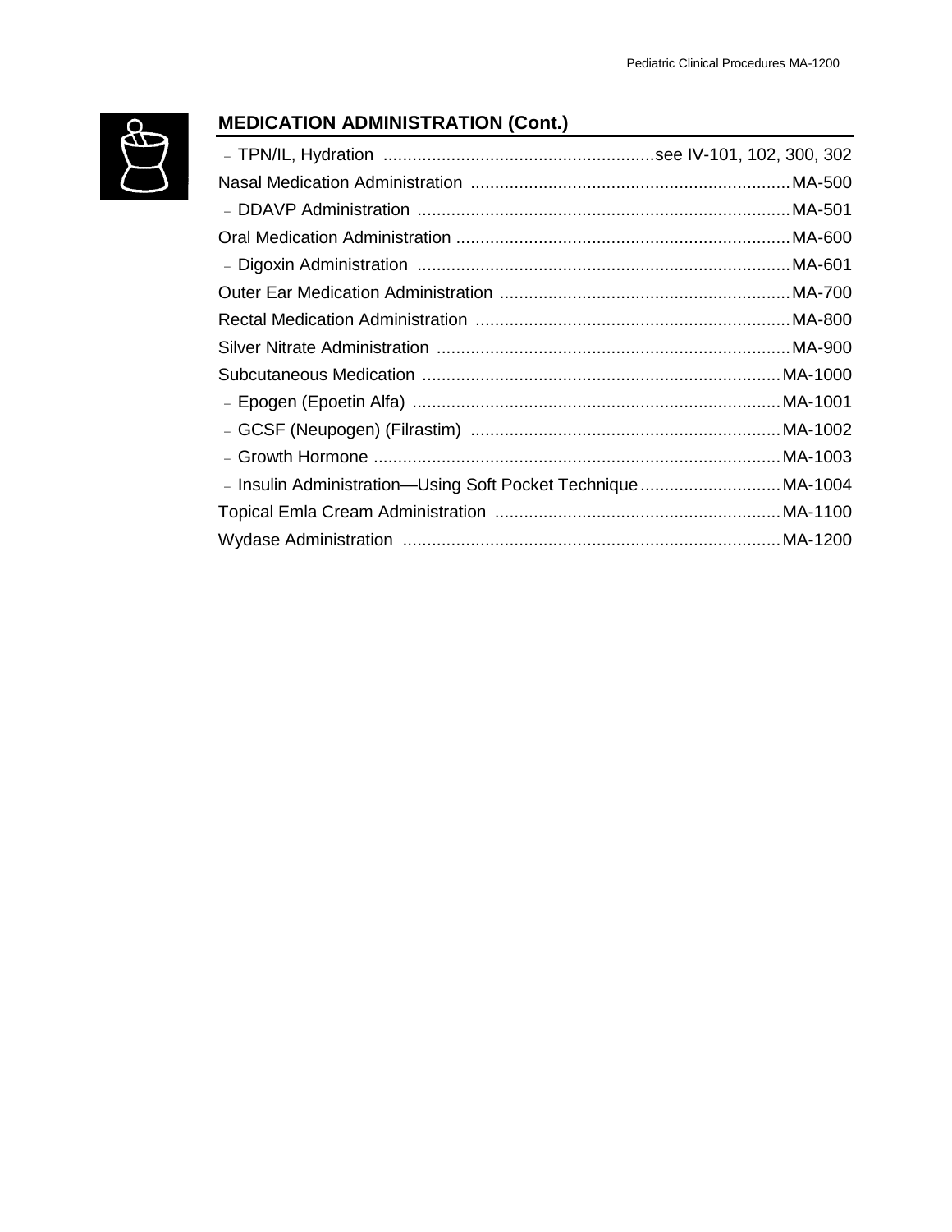## MEDICATION ADMINISTRATION (Cont.)

- – TPN/IL, Hydration ........................................................see IV-101, 102, 300, 302

Nasal Medication Administration ................................................................. MA-500

- – DDAVP Administration ............................................................................ MA-501

Oral Medication Administration .................................................................... MA-600

- – Digoxin Administration ............................................................................ MA-601

Outer Ear Medication Administration ........................................................... MA-700

Rectal Medication Administration ................................................................ MA-800

Silver Nitrate Administration ........................................................................ MA-900

Subcutaneous Medication .......................................................................... MA-1000

- – Epogen (Epoetin Alfa) ........................................................................... MA-1001
- – GCSF (Neupogen) (Filrastim) ............................................................... MA-1002
- – Growth Hormone ................................................................................... MA-1003
- – Insulin Administration—Using Soft Pocket Technique ............................ MA-1004

Topical Emla Cream Administration .......................................................... MA-1100

Wydase Administration .............................................................................. MA-1200